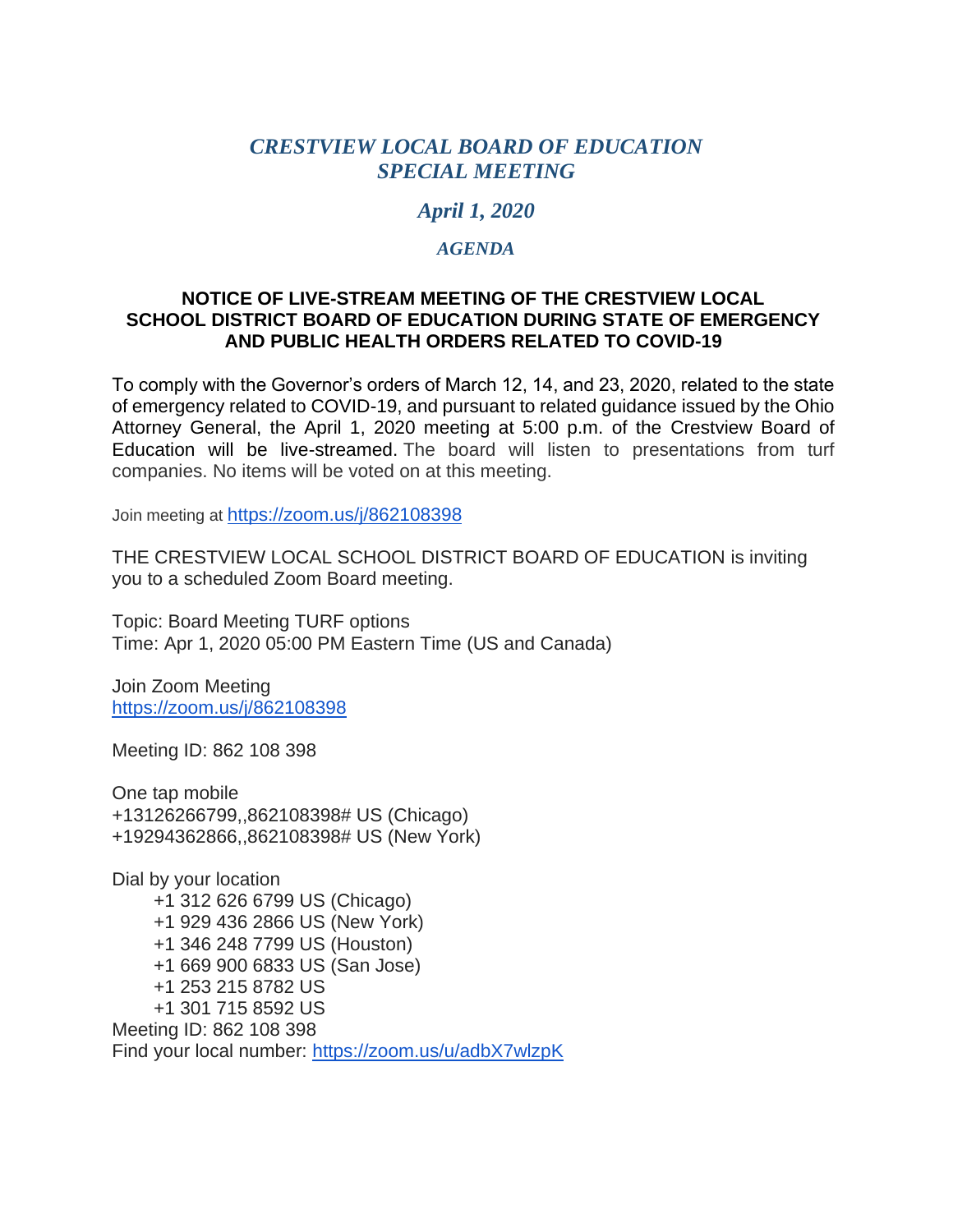# *CRESTVIEW LOCAL BOARD OF EDUCATION*
# *SPECIAL MEETING*

## *April 1, 2020*

### *AGENDA*

**NOTICE OF LIVE-STREAM MEETING OF THE CRESTVIEW LOCAL SCHOOL DISTRICT BOARD OF EDUCATION DURING STATE OF EMERGENCY AND PUBLIC HEALTH ORDERS RELATED TO COVID-19**

To comply with the Governor's orders of March 12, 14, and 23, 2020, related to the state of emergency related to COVID-19, and pursuant to related guidance issued by the Ohio Attorney General, the April 1, 2020 meeting at 5:00 p.m. of the Crestview Board of Education will be live-streamed. The board will listen to presentations from turf companies. No items will be voted on at this meeting.

Join meeting at https://zoom.us/j/862108398

THE CRESTVIEW LOCAL SCHOOL DISTRICT BOARD OF EDUCATION is inviting you to a scheduled Zoom Board meeting.

Topic: Board Meeting TURF options
Time: Apr 1, 2020 05:00 PM Eastern Time (US and Canada)

Join Zoom Meeting
https://zoom.us/j/862108398

Meeting ID: 862 108 398

One tap mobile
+13126266799,,862108398# US (Chicago)
+19294362866,,862108398# US (New York)

Dial by your location
- +1 312 626 6799 US (Chicago)
- +1 929 436 2866 US (New York)
- +1 346 248 7799 US (Houston)
- +1 669 900 6833 US (San Jose)
- +1 253 215 8782 US
- +1 301 715 8592 US

Meeting ID: 862 108 398
Find your local number: https://zoom.us/u/adbX7wlzpK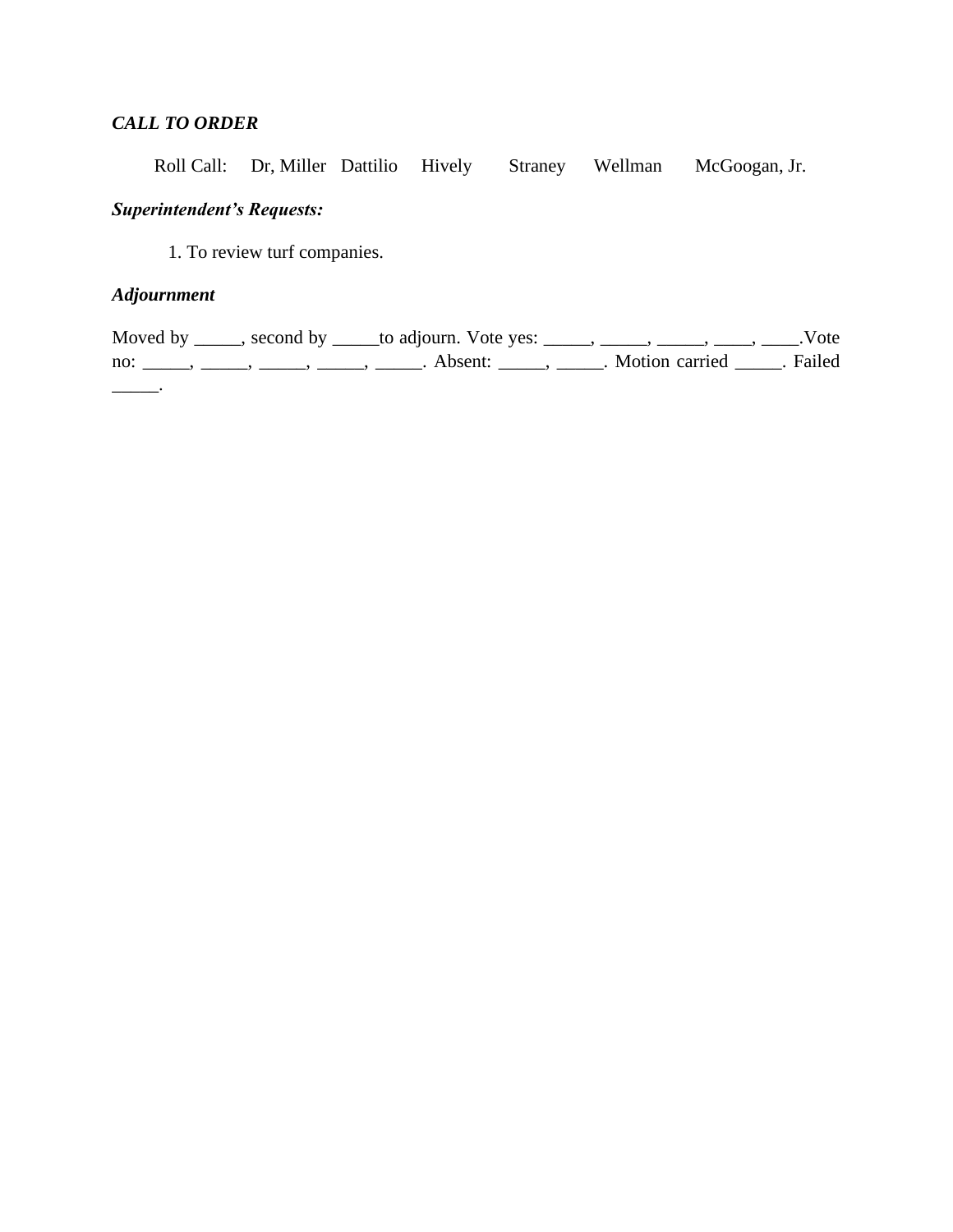***CALL TO ORDER***

Roll Call: Dr, Miller Dattilio Hively Straney Wellman McGoogan, Jr.

***Superintendent's Requests:***

1. To review turf companies.

***Adjournment***

Moved by _____, second by _____to adjourn. Vote yes: _____, _____, _____, ____, ____.Vote no: _____, _____, _____, _____, _____. Absent: _____, _____. Motion carried _____. Failed _____.